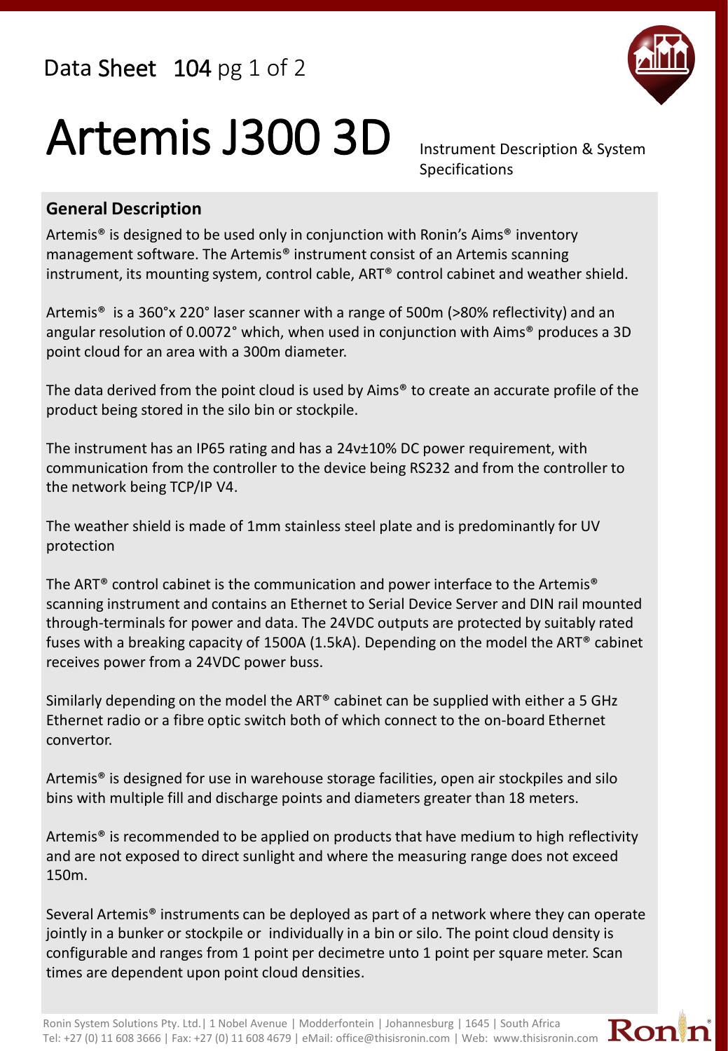Data Sheet 104 pg 1 of 2

# Artemis J300 3D

Instrument Description & System Specifications

## General Description

Artemis® is designed to be used only in conjunction with Ronin's Aims® inventory management software. The Artemis® instrument consist of an Artemis scanning instrument, its mounting system, control cable, ART® control cabinet and weather shield.

Artemis® is a 360°x 220° laser scanner with a range of 500m (>80% reflectivity) and an angular resolution of 0.0072° which, when used in conjunction with Aims® produces a 3D point cloud for an area with a 300m diameter.

The data derived from the point cloud is used by Aims® to create an accurate profile of the product being stored in the silo bin or stockpile.

The instrument has an IP65 rating and has a 24v±10% DC power requirement, with communication from the controller to the device being RS232 and from the controller to the network being TCP/IP V4.

The weather shield is made of 1mm stainless steel plate and is predominantly for UV protection

The ART® control cabinet is the communication and power interface to the Artemis® scanning instrument and contains an Ethernet to Serial Device Server and DIN rail mounted through-terminals for power and data. The 24VDC outputs are protected by suitably rated fuses with a breaking capacity of 1500A (1.5kA). Depending on the model the ART® cabinet receives power from a 24VDC power buss.

Similarly depending on the model the ART® cabinet can be supplied with either a 5 GHz Ethernet radio or a fibre optic switch both of which connect to the on-board Ethernet convertor.

Artemis® is designed for use in warehouse storage facilities, open air stockpiles and silo bins with multiple fill and discharge points and diameters greater than 18 meters.

Artemis® is recommended to be applied on products that have medium to high reflectivity and are not exposed to direct sunlight and where the measuring range does not exceed 150m.

Several Artemis® instruments can be deployed as part of a network where they can operate jointly in a bunker or stockpile or individually in a bin or silo. The point cloud density is configurable and ranges from 1 point per decimetre unto 1 point per square meter. Scan times are dependent upon point cloud densities.

Ronin System Solutions Pty. Ltd.| 1 Nobel Avenue | Modderfontein | Johannesburg | 1645 | South Africa
Tel: +27 (0) 11 608 3666 | Fax: +27 (0) 11 608 4679 | eMail: office@thisisronin.com | Web: www.thisisronin.com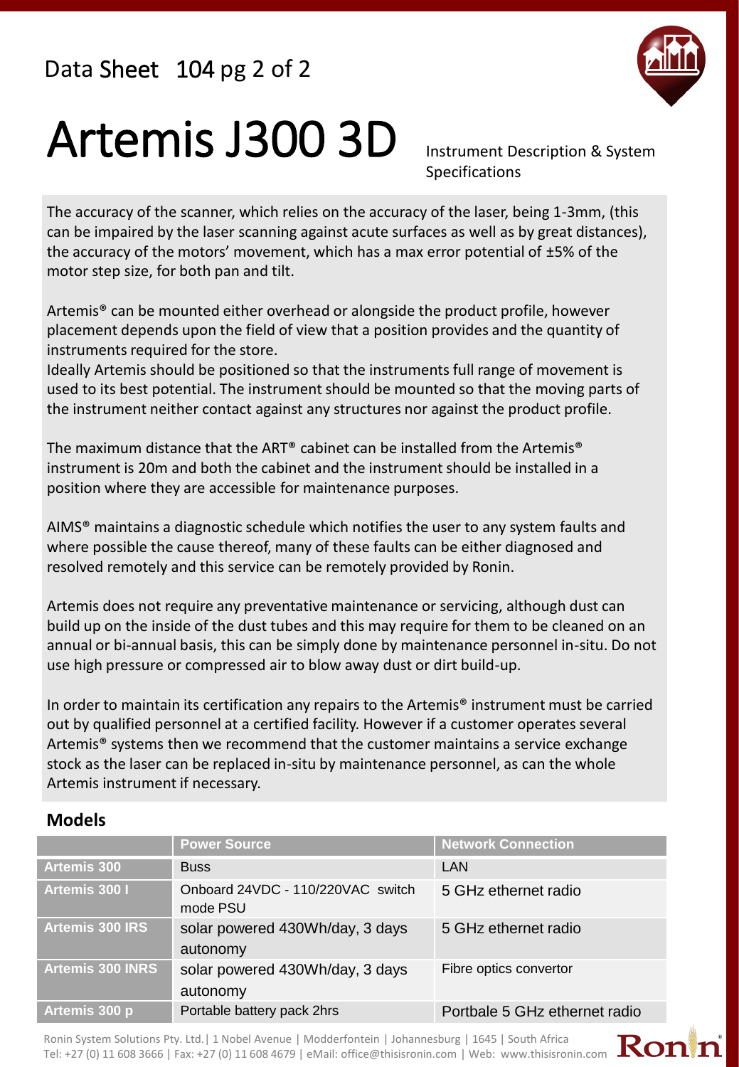Data Sheet 104 pg 2 of 2

# Artemis J300 3D

Instrument Description & System Specifications

The accuracy of the scanner, which relies on the accuracy of the laser, being 1-3mm, (this can be impaired by the laser scanning against acute surfaces as well as by great distances), the accuracy of the motors' movement, which has a max error potential of ±5% of the motor step size, for both pan and tilt.

Artemis® can be mounted either overhead or alongside the product profile, however placement depends upon the field of view that a position provides and the quantity of instruments required for the store.
Ideally Artemis should be positioned so that the instruments full range of movement is used to its best potential. The instrument should be mounted so that the moving parts of the instrument neither contact against any structures nor against the product profile.

The maximum distance that the ART® cabinet can be installed from the Artemis® instrument is 20m and both the cabinet and the instrument should be installed in a position where they are accessible for maintenance purposes.

AIMS® maintains a diagnostic schedule which notifies the user to any system faults and where possible the cause thereof, many of these faults can be either diagnosed and resolved remotely and this service can be remotely provided by Ronin.

Artemis does not require any preventative maintenance or servicing, although dust can build up on the inside of the dust tubes and this may require for them to be cleaned on an annual or bi-annual basis, this can be simply done by maintenance personnel in-situ. Do not use high pressure or compressed air to blow away dust or dirt build-up.

In order to maintain its certification any repairs to the Artemis® instrument must be carried out by qualified personnel at a certified facility. However if a customer operates several Artemis® systems then we recommend that the customer maintains a service exchange stock as the laser can be replaced in-situ by maintenance personnel, as can the whole Artemis instrument if necessary.

## Models

| | Power Source | Network Connection |
|---|---|---|
| **Artemis 300** | Buss | LAN |
| **Artemis 300 I** | Onboard 24VDC - 110/220VAC switch mode PSU | 5 GHz ethernet radio |
| **Artemis 300 IRS** | solar powered 430Wh/day, 3 days autonomy | 5 GHz ethernet radio |
| **Artemis 300 INRS** | solar powered 430Wh/day, 3 days autonomy | Fibre optics convertor |
| **Artemis 300 p** | Portable battery pack 2hrs | Portbale 5 GHz ethernet radio |

Ronin System Solutions Pty. Ltd.| 1 Nobel Avenue | Modderfontein | Johannesburg | 1645 | South Africa
Tel: +27 (0) 11 608 3666 | Fax: +27 (0) 11 608 4679 | eMail: office@thisisronin.com | Web: www.thisisronin.com